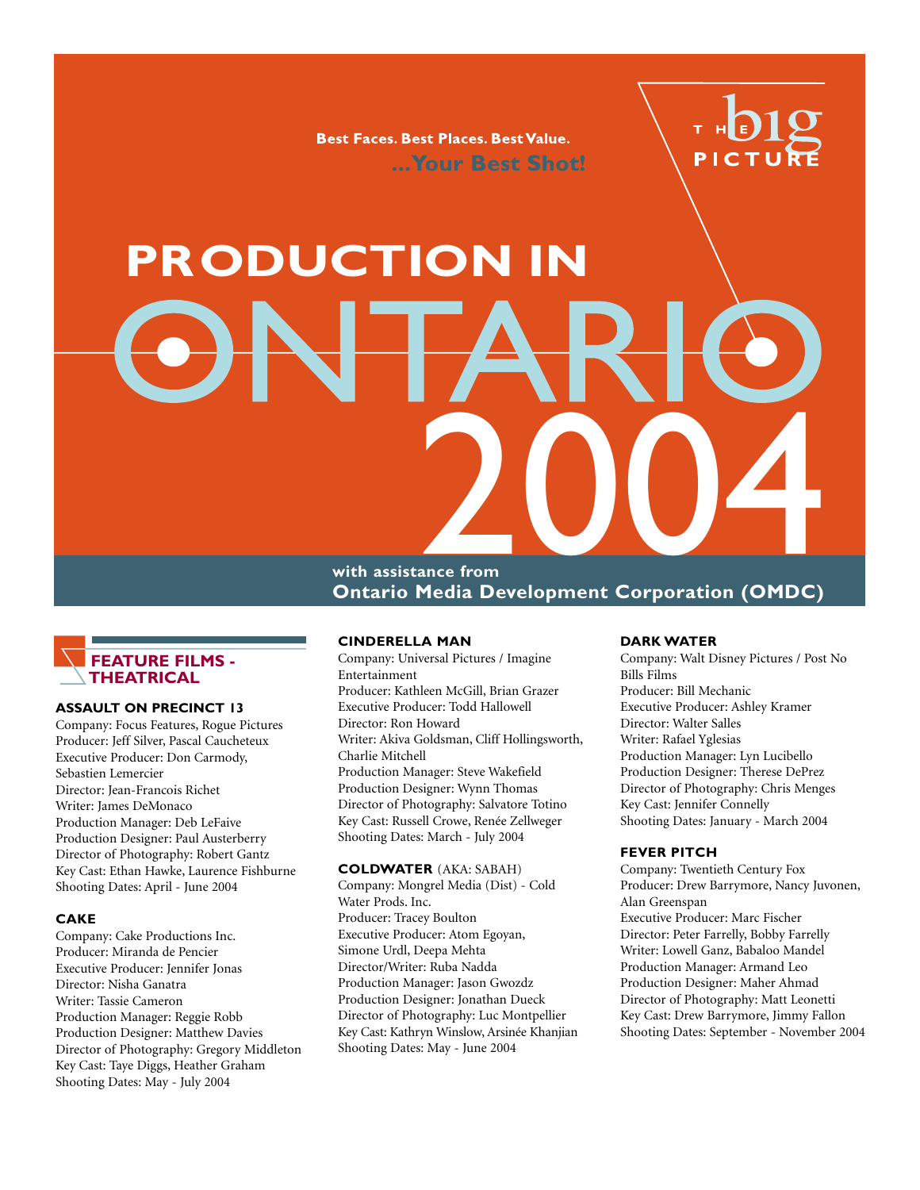Best Faces. Best Places. Best Value.

...Your Best Shot!

THE big PICTURE

# PRODUCTION IN ONTARIO 2004

with assistance from
**Ontario Media Development Corporation (OMDC)**

## FEATURE FILMS - THEATRICAL

### ASSAULT ON PRECINCT 13

Company: Focus Features, Rogue Pictures
Producer: Jeff Silver, Pascal Caucheteux
Executive Producer: Don Carmody, Sebastien Lemercier
Director: Jean-Francois Richet
Writer: James DeMonaco
Production Manager: Deb LeFaive
Production Designer: Paul Austerberry
Director of Photography: Robert Gantz
Key Cast: Ethan Hawke, Laurence Fishburne
Shooting Dates: April - June 2004

### CAKE

Company: Cake Productions Inc.
Producer: Miranda de Pencier
Executive Producer: Jennifer Jonas
Director: Nisha Ganatra
Writer: Tassie Cameron
Production Manager: Reggie Robb
Production Designer: Matthew Davies
Director of Photography: Gregory Middleton
Key Cast: Taye Diggs, Heather Graham
Shooting Dates: May - July 2004

### CINDERELLA MAN

Company: Universal Pictures / Imagine Entertainment
Producer: Kathleen McGill, Brian Grazer
Executive Producer: Todd Hallowell
Director: Ron Howard
Writer: Akiva Goldsman, Cliff Hollingsworth, Charlie Mitchell
Production Manager: Steve Wakefield
Production Designer: Wynn Thomas
Director of Photography: Salvatore Totino
Key Cast: Russell Crowe, Renée Zellweger
Shooting Dates: March - July 2004

### COLDWATER (AKA: SABAH)

Company: Mongrel Media (Dist) - Cold Water Prods. Inc.
Producer: Tracey Boulton
Executive Producer: Atom Egoyan, Simone Urdl, Deepa Mehta
Director/Writer: Ruba Nadda
Production Manager: Jason Gwozdz
Production Designer: Jonathan Dueck
Director of Photography: Luc Montpellier
Key Cast: Kathryn Winslow, Arsinée Khanjian
Shooting Dates: May - June 2004

### DARK WATER

Company: Walt Disney Pictures / Post No Bills Films
Producer: Bill Mechanic
Executive Producer: Ashley Kramer
Director: Walter Salles
Writer: Rafael Yglesias
Production Manager: Lyn Lucibello
Production Designer: Therese DePrez
Director of Photography: Chris Menges
Key Cast: Jennifer Connelly
Shooting Dates: January - March 2004

### FEVER PITCH

Company: Twentieth Century Fox
Producer: Drew Barrymore, Nancy Juvonen, Alan Greenspan
Executive Producer: Marc Fischer
Director: Peter Farrelly, Bobby Farrelly
Writer: Lowell Ganz, Babaloo Mandel
Production Manager: Armand Leo
Production Designer: Maher Ahmad
Director of Photography: Matt Leonetti
Key Cast: Drew Barrymore, Jimmy Fallon
Shooting Dates: September - November 2004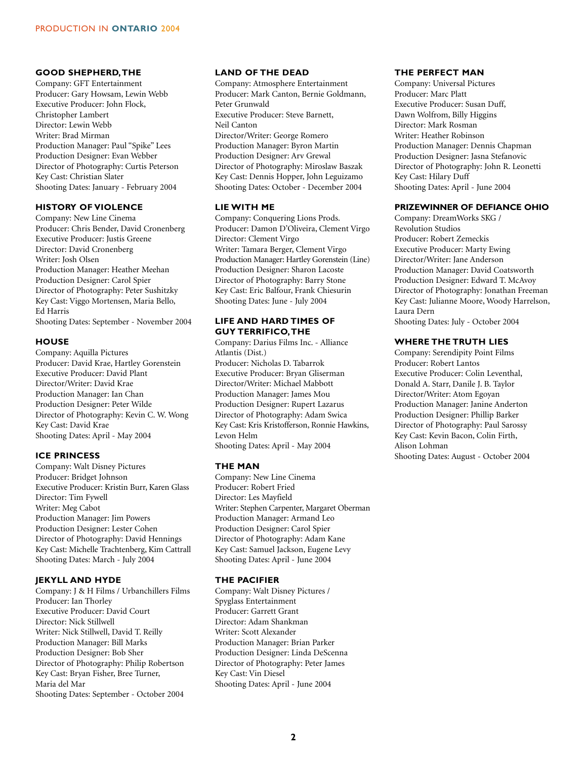### GOOD SHEPHERD, THE

Company: GFT Entertainment
Producer: Gary Howsam, Lewin Webb
Executive Producer: John Flock, Christopher Lambert
Director: Lewin Webb
Writer: Brad Mirman
Production Manager: Paul "Spike" Lees
Production Designer: Evan Webber
Director of Photography: Curtis Peterson
Key Cast: Christian Slater
Shooting Dates: January - February 2004

### HISTORY OF VIOLENCE

Company: New Line Cinema
Producer: Chris Bender, David Cronenberg
Executive Producer: Justis Greene
Director: David Cronenberg
Writer: Josh Olsen
Production Manager: Heather Meehan
Production Designer: Carol Spier
Director of Photography: Peter Sushitzky
Key Cast: Viggo Mortensen, Maria Bello, Ed Harris
Shooting Dates: September - November 2004

### HOUSE

Company: Aquilla Pictures
Producer: David Krae, Hartley Gorenstein
Executive Producer: David Plant
Director/Writer: David Krae
Production Manager: Ian Chan
Production Designer: Peter Wilde
Director of Photography: Kevin C. W. Wong
Key Cast: David Krae
Shooting Dates: April - May 2004

### ICE PRINCESS

Company: Walt Disney Pictures
Producer: Bridget Johnson
Executive Producer: Kristin Burr, Karen Glass
Director: Tim Fywell
Writer: Meg Cabot
Production Manager: Jim Powers
Production Designer: Lester Cohen
Director of Photography: David Hennings
Key Cast: Michelle Trachtenberg, Kim Cattrall
Shooting Dates: March - July 2004

### JEKYLL AND HYDE

Company: J & H Films / Urbanchillers Films
Producer: Ian Thorley
Executive Producer: David Court
Director: Nick Stillwell
Writer: Nick Stillwell, David T. Reilly
Production Manager: Bill Marks
Production Designer: Bob Sher
Director of Photography: Philip Robertson
Key Cast: Bryan Fisher, Bree Turner, Maria del Mar
Shooting Dates: September - October 2004

### LAND OF THE DEAD

Company: Atmosphere Entertainment
Producer: Mark Canton, Bernie Goldmann, Peter Grunwald
Executive Producer: Steve Barnett, Neil Canton
Director/Writer: George Romero
Production Manager: Byron Martin
Production Designer: Arv Grewal
Director of Photography: Miroslaw Baszak
Key Cast: Dennis Hopper, John Leguizamo
Shooting Dates: October - December 2004

### LIE WITH ME

Company: Conquering Lions Prods.
Producer: Damon D'Oliveira, Clement Virgo
Director: Clement Virgo
Writer: Tamara Berger, Clement Virgo
Production Manager: Hartley Gorenstein (Line)
Production Designer: Sharon Lacoste
Director of Photography: Barry Stone
Key Cast: Eric Balfour, Frank Chiesurin
Shooting Dates: June - July 2004

### LIFE AND HARD TIMES OF GUY TERRIFICO, THE

Company: Darius Films Inc. - Alliance Atlantis (Dist.)
Producer: Nicholas D. Tabarrok
Executive Producer: Bryan Gliserman
Director/Writer: Michael Mabbott
Production Manager: James Mou
Production Designer: Rupert Lazarus
Director of Photography: Adam Swica
Key Cast: Kris Kristofferson, Ronnie Hawkins, Levon Helm
Shooting Dates: April - May 2004

### THE MAN

Company: New Line Cinema
Producer: Robert Fried
Director: Les Mayfield
Writer: Stephen Carpenter, Margaret Oberman
Production Manager: Armand Leo
Production Designer: Carol Spier
Director of Photography: Adam Kane
Key Cast: Samuel Jackson, Eugene Levy
Shooting Dates: April - June 2004

### THE PACIFIER

Company: Walt Disney Pictures / Spyglass Entertainment
Producer: Garrett Grant
Director: Adam Shankman
Writer: Scott Alexander
Production Manager: Brian Parker
Production Designer: Linda DeScenna
Director of Photography: Peter James
Key Cast: Vin Diesel
Shooting Dates: April - June 2004

### THE PERFECT MAN

Company: Universal Pictures
Producer: Marc Platt
Executive Producer: Susan Duff, Dawn Wolfrom, Billy Higgins
Director: Mark Rosman
Writer: Heather Robinson
Production Manager: Dennis Chapman
Production Designer: Jasna Stefanovic
Director of Photography: John R. Leonetti
Key Cast: Hilary Duff
Shooting Dates: April - June 2004

### PRIZEWINNER OF DEFIANCE OHIO

Company: DreamWorks SKG / Revolution Studios
Producer: Robert Zemeckis
Executive Producer: Marty Ewing
Director/Writer: Jane Anderson
Production Manager: David Coatsworth
Production Designer: Edward T. McAvoy
Director of Photography: Jonathan Freeman
Key Cast: Julianne Moore, Woody Harrelson, Laura Dern
Shooting Dates: July - October 2004

### WHERE THE TRUTH LIES

Company: Serendipity Point Films
Producer: Robert Lantos
Executive Producer: Colin Leventhal, Donald A. Starr, Danile J. B. Taylor
Director/Writer: Atom Egoyan
Production Manager: Janine Anderton
Production Designer: Phillip Barker
Director of Photography: Paul Sarossy
Key Cast: Kevin Bacon, Colin Firth, Alison Lohman
Shooting Dates: August - October 2004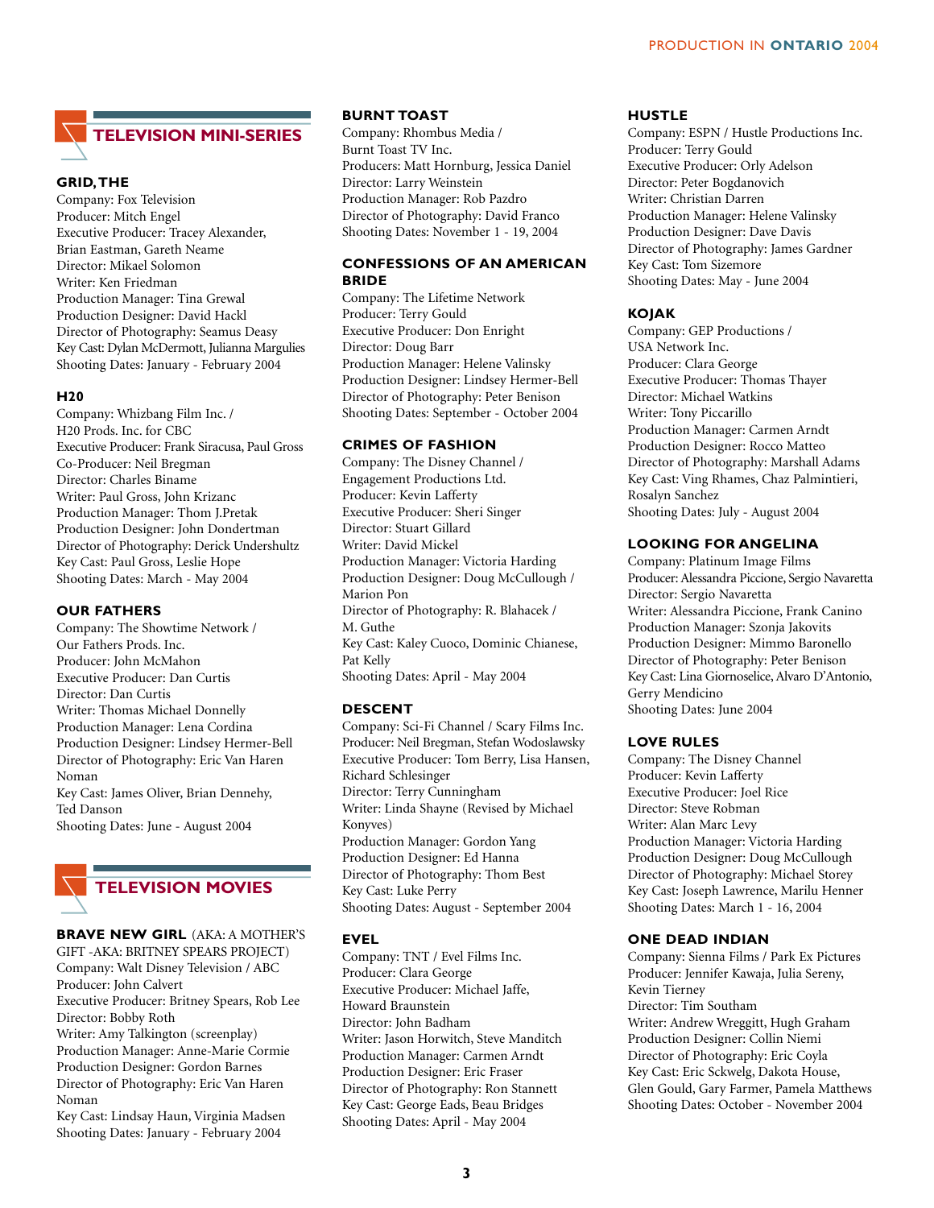## TELEVISION MINI-SERIES

### GRID, THE
Company: Fox Television
Producer: Mitch Engel
Executive Producer: Tracey Alexander, Brian Eastman, Gareth Neame
Director: Mikael Solomon
Writer: Ken Friedman
Production Manager: Tina Grewal
Production Designer: David Hackl
Director of Photography: Seamus Deasy
Key Cast: Dylan McDermott, Julianna Margulies
Shooting Dates: January - February 2004

### H20
Company: Whizbang Film Inc. / H20 Prods. Inc. for CBC
Executive Producer: Frank Siracusa, Paul Gross
Co-Producer: Neil Bregman
Director: Charles Biname
Writer: Paul Gross, John Krizanc
Production Manager: Thom J.Pretak
Production Designer: John Dondertman
Director of Photography: Derick Undershultz
Key Cast: Paul Gross, Leslie Hope
Shooting Dates: March - May 2004

### OUR FATHERS
Company: The Showtime Network / Our Fathers Prods. Inc.
Producer: John McMahon
Executive Producer: Dan Curtis
Director: Dan Curtis
Writer: Thomas Michael Donnelly
Production Manager: Lena Cordina
Production Designer: Lindsey Hermer-Bell
Director of Photography: Eric Van Haren Noman
Key Cast: James Oliver, Brian Dennehy, Ted Danson
Shooting Dates: June - August 2004

## TELEVISION MOVIES

### BRAVE NEW GIRL (AKA: A MOTHER'S GIFT -AKA: BRITNEY SPEARS PROJECT)
Company: Walt Disney Television / ABC
Producer: John Calvert
Executive Producer: Britney Spears, Rob Lee
Director: Bobby Roth
Writer: Amy Talkington (screenplay)
Production Manager: Anne-Marie Cormie
Production Designer: Gordon Barnes
Director of Photography: Eric Van Haren Noman
Key Cast: Lindsay Haun, Virginia Madsen
Shooting Dates: January - February 2004

### BURNT TOAST
Company: Rhombus Media / Burnt Toast TV Inc.
Producers: Matt Hornburg, Jessica Daniel
Director: Larry Weinstein
Production Manager: Rob Pazdro
Director of Photography: David Franco
Shooting Dates: November 1 - 19, 2004

### CONFESSIONS OF AN AMERICAN BRIDE
Company: The Lifetime Network
Producer: Terry Gould
Executive Producer: Don Enright
Director: Doug Barr
Production Manager: Helene Valinsky
Production Designer: Lindsey Hermer-Bell
Director of Photography: Peter Benison
Shooting Dates: September - October 2004

### CRIMES OF FASHION
Company: The Disney Channel / Engagement Productions Ltd.
Producer: Kevin Lafferty
Executive Producer: Sheri Singer
Director: Stuart Gillard
Writer: David Mickel
Production Manager: Victoria Harding
Production Designer: Doug McCullough / Marion Pon
Director of Photography: R. Blahacek / M. Guthe
Key Cast: Kaley Cuoco, Dominic Chianese, Pat Kelly
Shooting Dates: April - May 2004

### DESCENT
Company: Sci-Fi Channel / Scary Films Inc.
Producer: Neil Bregman, Stefan Wodoslawsky
Executive Producer: Tom Berry, Lisa Hansen, Richard Schlesinger
Director: Terry Cunningham
Writer: Linda Shayne (Revised by Michael Konyves)
Production Manager: Gordon Yang
Production Designer: Ed Hanna
Director of Photography: Thom Best
Key Cast: Luke Perry
Shooting Dates: August - September 2004

### EVEL
Company: TNT / Evel Films Inc.
Producer: Clara George
Executive Producer: Michael Jaffe, Howard Braunstein
Director: John Badham
Writer: Jason Horwitch, Steve Manditch
Production Manager: Carmen Arndt
Production Designer: Eric Fraser
Director of Photography: Ron Stannett
Key Cast: George Eads, Beau Bridges
Shooting Dates: April - May 2004

### HUSTLE
Company: ESPN / Hustle Productions Inc.
Producer: Terry Gould
Executive Producer: Orly Adelson
Director: Peter Bogdanovich
Writer: Christian Darren
Production Manager: Helene Valinsky
Production Designer: Dave Davis
Director of Photography: James Gardner
Key Cast: Tom Sizemore
Shooting Dates: May - June 2004

### KOJAK
Company: GEP Productions / USA Network Inc.
Producer: Clara George
Executive Producer: Thomas Thayer
Director: Michael Watkins
Writer: Tony Piccarillo
Production Manager: Carmen Arndt
Production Designer: Rocco Matteo
Director of Photography: Marshall Adams
Key Cast: Ving Rhames, Chaz Palmintieri, Rosalyn Sanchez
Shooting Dates: July - August 2004

### LOOKING FOR ANGELINA
Company: Platinum Image Films
Producer: Alessandra Piccione, Sergio Navaretta
Director: Sergio Navaretta
Writer: Alessandra Piccione, Frank Canino
Production Manager: Szonja Jakovits
Production Designer: Mimmo Baronello
Director of Photography: Peter Benison
Key Cast: Lina Giornoselice, Alvaro D'Antonio, Gerry Mendicino
Shooting Dates: June 2004

### LOVE RULES
Company: The Disney Channel
Producer: Kevin Lafferty
Executive Producer: Joel Rice
Director: Steve Robman
Writer: Alan Marc Levy
Production Manager: Victoria Harding
Production Designer: Doug McCullough
Director of Photography: Michael Storey
Key Cast: Joseph Lawrence, Marilu Henner
Shooting Dates: March 1 - 16, 2004

### ONE DEAD INDIAN
Company: Sienna Films / Park Ex Pictures
Producer: Jennifer Kawaja, Julia Sereny, Kevin Tierney
Director: Tim Southam
Writer: Andrew Wreggitt, Hugh Graham
Production Designer: Collin Niemi
Director of Photography: Eric Coyla
Key Cast: Eric Sckwelg, Dakota House, Glen Gould, Gary Farmer, Pamela Matthews
Shooting Dates: October - November 2004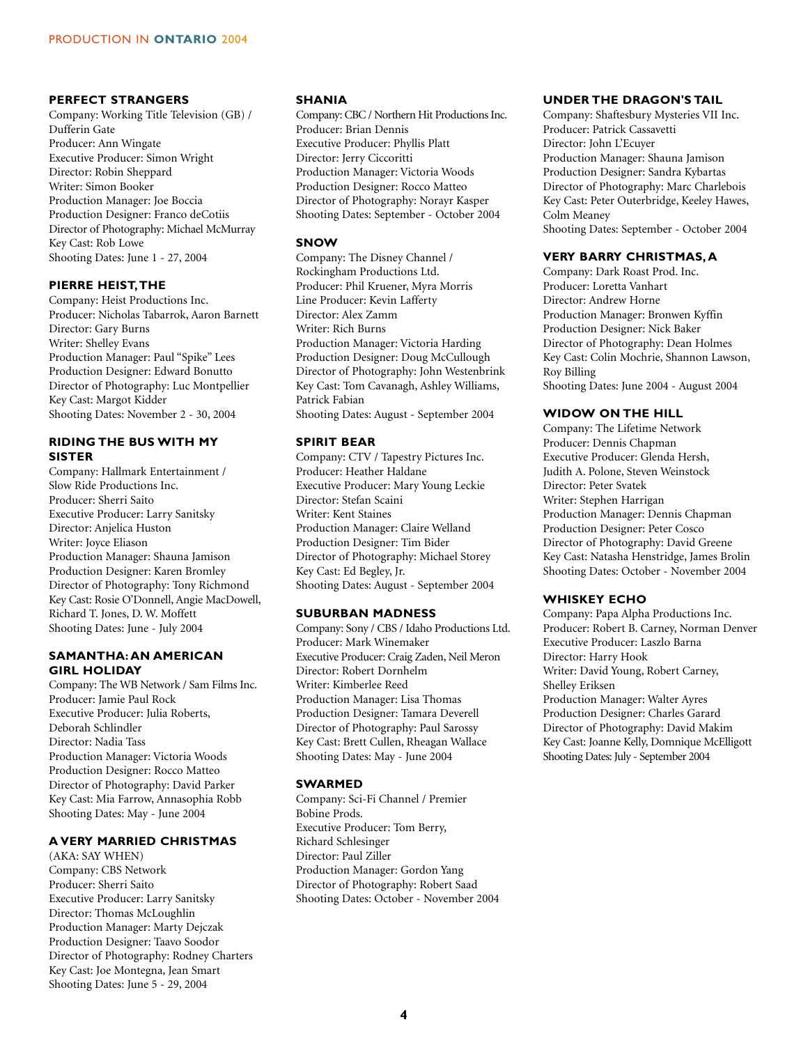### PERFECT STRANGERS

Company: Working Title Television (GB) / Dufferin Gate
Producer: Ann Wingate
Executive Producer: Simon Wright
Director: Robin Sheppard
Writer: Simon Booker
Production Manager: Joe Boccia
Production Designer: Franco deCotiis
Director of Photography: Michael McMurray
Key Cast: Rob Lowe
Shooting Dates: June 1 - 27, 2004

### PIERRE HEIST, THE

Company: Heist Productions Inc.
Producer: Nicholas Tabarrok, Aaron Barnett
Director: Gary Burns
Writer: Shelley Evans
Production Manager: Paul "Spike" Lees
Production Designer: Edward Bonutto
Director of Photography: Luc Montpellier
Key Cast: Margot Kidder
Shooting Dates: November 2 - 30, 2004

### RIDING THE BUS WITH MY SISTER

Company: Hallmark Entertainment / Slow Ride Productions Inc.
Producer: Sherri Saito
Executive Producer: Larry Sanitsky
Director: Anjelica Huston
Writer: Joyce Eliason
Production Manager: Shauna Jamison
Production Designer: Karen Bromley
Director of Photography: Tony Richmond
Key Cast: Rosie O'Donnell, Angie MacDowell, Richard T. Jones, D. W. Moffett
Shooting Dates: June - July 2004

### SAMANTHA: AN AMERICAN GIRL HOLIDAY

Company: The WB Network / Sam Films Inc.
Producer: Jamie Paul Rock
Executive Producer: Julia Roberts, Deborah Schlindler
Director: Nadia Tass
Production Manager: Victoria Woods
Production Designer: Rocco Matteo
Director of Photography: David Parker
Key Cast: Mia Farrow, Annasophia Robb
Shooting Dates: May - June 2004

### A VERY MARRIED CHRISTMAS

(AKA: SAY WHEN)
Company: CBS Network
Producer: Sherri Saito
Executive Producer: Larry Sanitsky
Director: Thomas McLoughlin
Production Manager: Marty Dejczak
Production Designer: Taavo Soodor
Director of Photography: Rodney Charters
Key Cast: Joe Montegna, Jean Smart
Shooting Dates: June 5 - 29, 2004

### SHANIA

Company: CBC / Northern Hit Productions Inc.
Producer: Brian Dennis
Executive Producer: Phyllis Platt
Director: Jerry Ciccoritti
Production Manager: Victoria Woods
Production Designer: Rocco Matteo
Director of Photography: Norayr Kasper
Shooting Dates: September - October 2004

### SNOW

Company: The Disney Channel / Rockingham Productions Ltd.
Producer: Phil Kruener, Myra Morris
Line Producer: Kevin Lafferty
Director: Alex Zamm
Writer: Rich Burns
Production Manager: Victoria Harding
Production Designer: Doug McCullough
Director of Photography: John Westenbrink
Key Cast: Tom Cavanagh, Ashley Williams, Patrick Fabian
Shooting Dates: August - September 2004

### SPIRIT BEAR

Company: CTV / Tapestry Pictures Inc.
Producer: Heather Haldane
Executive Producer: Mary Young Leckie
Director: Stefan Scaini
Writer: Kent Staines
Production Manager: Claire Welland
Production Designer: Tim Bider
Director of Photography: Michael Storey
Key Cast: Ed Begley, Jr.
Shooting Dates: August - September 2004

### SUBURBAN MADNESS

Company: Sony / CBS / Idaho Productions Ltd.
Producer: Mark Winemaker
Executive Producer: Craig Zaden, Neil Meron
Director: Robert Dornhelm
Writer: Kimberlee Reed
Production Manager: Lisa Thomas
Production Designer: Tamara Deverell
Director of Photography: Paul Sarossy
Key Cast: Brett Cullen, Rheagan Wallace
Shooting Dates: May - June 2004

### SWARMED

Company: Sci-Fi Channel / Premier Bobine Prods.
Executive Producer: Tom Berry, Richard Schlesinger
Director: Paul Ziller
Production Manager: Gordon Yang
Director of Photography: Robert Saad
Shooting Dates: October - November 2004

### UNDER THE DRAGON'S TAIL

Company: Shaftesbury Mysteries VII Inc.
Producer: Patrick Cassavetti
Director: John L'Ecuyer
Production Manager: Shauna Jamison
Production Designer: Sandra Kybartas
Director of Photography: Marc Charlebois
Key Cast: Peter Outerbridge, Keeley Hawes, Colm Meaney
Shooting Dates: September - October 2004

### VERY BARRY CHRISTMAS, A

Company: Dark Roast Prod. Inc.
Producer: Loretta Vanhart
Director: Andrew Horne
Production Manager: Bronwen Kyffin
Production Designer: Nick Baker
Director of Photography: Dean Holmes
Key Cast: Colin Mochrie, Shannon Lawson, Roy Billing
Shooting Dates: June 2004 - August 2004

### WIDOW ON THE HILL

Company: The Lifetime Network
Producer: Dennis Chapman
Executive Producer: Glenda Hersh, Judith A. Polone, Steven Weinstock
Director: Peter Svatek
Writer: Stephen Harrigan
Production Manager: Dennis Chapman
Production Designer: Peter Cosco
Director of Photography: David Greene
Key Cast: Natasha Henstridge, James Brolin
Shooting Dates: October - November 2004

### WHISKEY ECHO

Company: Papa Alpha Productions Inc.
Producer: Robert B. Carney, Norman Denver
Executive Producer: Laszlo Barna
Director: Harry Hook
Writer: David Young, Robert Carney, Shelley Eriksen
Production Manager: Walter Ayres
Production Designer: Charles Garard
Director of Photography: David Makim
Key Cast: Joanne Kelly, Domnique McElligott
Shooting Dates: July - September 2004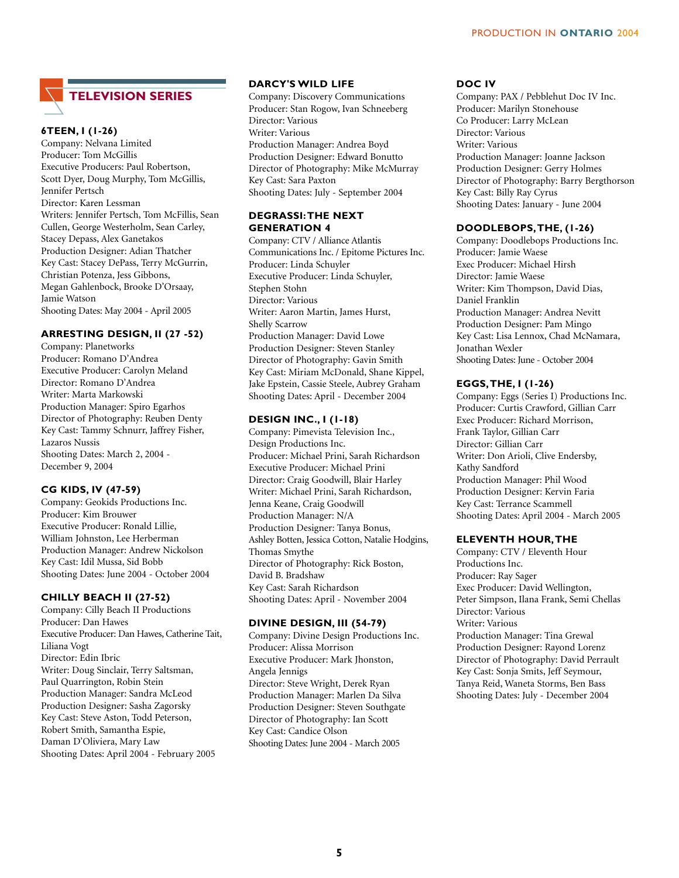## TELEVISION SERIES

### 6TEEN, I (1-26)
Company: Nelvana Limited
Producer: Tom McGillis
Executive Producers: Paul Robertson, Scott Dyer, Doug Murphy, Tom McGillis, Jennifer Pertsch
Director: Karen Lessman
Writers: Jennifer Pertsch, Tom McFillis, Sean Cullen, George Westerholm, Sean Carley, Stacey Depass, Alex Ganetakos
Production Designer: Adian Thatcher
Key Cast: Stacey DePass, Terry McGurrin, Christian Potenza, Jess Gibbons, Megan Gahlenbock, Brooke D'Orsaay, Jamie Watson
Shooting Dates: May 2004 - April 2005

### ARRESTING DESIGN, II (27 -52)
Company: Planetworks
Producer: Romano D'Andrea
Executive Producer: Carolyn Meland
Director: Romano D'Andrea
Writer: Marta Markowski
Production Manager: Spiro Egarhos
Director of Photography: Reuben Denty
Key Cast: Tammy Schnurr, Jaffrey Fisher, Lazaros Nussis
Shooting Dates: March 2, 2004 - December 9, 2004

### CG KIDS, IV (47-59)
Company: Geokids Productions Inc.
Producer: Kim Brouwer
Executive Producer: Ronald Lillie, William Johnston, Lee Herberman
Production Manager: Andrew Nickolson
Key Cast: Idil Mussa, Sid Bobb
Shooting Dates: June 2004 - October 2004

### CHILLY BEACH II (27-52)
Company: Cilly Beach II Productions
Producer: Dan Hawes
Executive Producer: Dan Hawes, Catherine Tait, Liliana Vogt
Director: Edin Ibric
Writer: Doug Sinclair, Terry Saltsman, Paul Quarrington, Robin Stein
Production Manager: Sandra McLeod
Production Designer: Sasha Zagorsky
Key Cast: Steve Aston, Todd Peterson, Robert Smith, Samantha Espie, Daman D'Oliviera, Mary Law
Shooting Dates: April 2004 - February 2005

### DARCY'S WILD LIFE
Company: Discovery Communications
Producer: Stan Rogow, Ivan Schneeberg
Director: Various
Writer: Various
Production Manager: Andrea Boyd
Production Designer: Edward Bonutto
Director of Photography: Mike McMurray
Key Cast: Sara Paxton
Shooting Dates: July - September 2004

### DEGRASSI: THE NEXT GENERATION 4
Company: CTV / Alliance Atlantis Communications Inc. / Epitome Pictures Inc.
Producer: Linda Schuyler
Executive Producer: Linda Schuyler, Stephen Stohn
Director: Various
Writer: Aaron Martin, James Hurst, Shelly Scarrow
Production Manager: David Lowe
Production Designer: Steven Stanley
Director of Photography: Gavin Smith
Key Cast: Miriam McDonald, Shane Kippel, Jake Epstein, Cassie Steele, Aubrey Graham
Shooting Dates: April - December 2004

### DESIGN INC., I (1-18)
Company: Pimevista Television Inc., Design Productions Inc.
Producer: Michael Prini, Sarah Richardson
Executive Producer: Michael Prini
Director: Craig Goodwill, Blair Harley
Writer: Michael Prini, Sarah Richardson, Jenna Keane, Craig Goodwill
Production Manager: N/A
Production Designer: Tanya Bonus, Ashley Botten, Jessica Cotton, Natalie Hodgins, Thomas Smythe
Director of Photography: Rick Boston, David B. Bradshaw
Key Cast: Sarah Richardson
Shooting Dates: April - November 2004

### DIVINE DESIGN, III (54-79)
Company: Divine Design Productions Inc.
Producer: Alissa Morrison
Executive Producer: Mark Jhonston, Angela Jennigs
Director: Steve Wright, Derek Ryan
Production Manager: Marlen Da Silva
Production Designer: Steven Southgate
Director of Photography: Ian Scott
Key Cast: Candice Olson
Shooting Dates: June 2004 - March 2005

### DOC IV
Company: PAX / Pebblehut Doc IV Inc.
Producer: Marilyn Stonehouse
Co Producer: Larry McLean
Director: Various
Writer: Various
Production Manager: Joanne Jackson
Production Designer: Gerry Holmes
Director of Photography: Barry Bergthorson
Key Cast: Billy Ray Cyrus
Shooting Dates: January - June 2004

### DOODLEBOPS, THE, (1-26)
Company: Doodlebops Productions Inc.
Producer: Jamie Waese
Exec Producer: Michael Hirsh
Director: Jamie Waese
Writer: Kim Thompson, David Dias, Daniel Franklin
Production Manager: Andrea Nevitt
Production Designer: Pam Mingo
Key Cast: Lisa Lennox, Chad McNamara, Jonathan Wexler
Shooting Dates: June - October 2004

### EGGS, THE, I (1-26)
Company: Eggs (Series I) Productions Inc.
Producer: Curtis Crawford, Gillian Carr
Exec Producer: Richard Morrison, Frank Taylor, Gillian Carr
Director: Gillian Carr
Writer: Don Arioli, Clive Endersby, Kathy Sandford
Production Manager: Phil Wood
Production Designer: Kervin Faria
Key Cast: Terrance Scammell
Shooting Dates: April 2004 - March 2005

### ELEVENTH HOUR, THE
Company: CTV / Eleventh Hour Productions Inc.
Producer: Ray Sager
Exec Producer: David Wellington, Peter Simpson, Ilana Frank, Semi Chellas
Director: Various
Writer: Various
Production Manager: Tina Grewal
Production Designer: Rayond Lorenz
Director of Photography: David Perrault
Key Cast: Sonja Smits, Jeff Seymour, Tanya Reid, Waneta Storms, Ben Bass
Shooting Dates: July - December 2004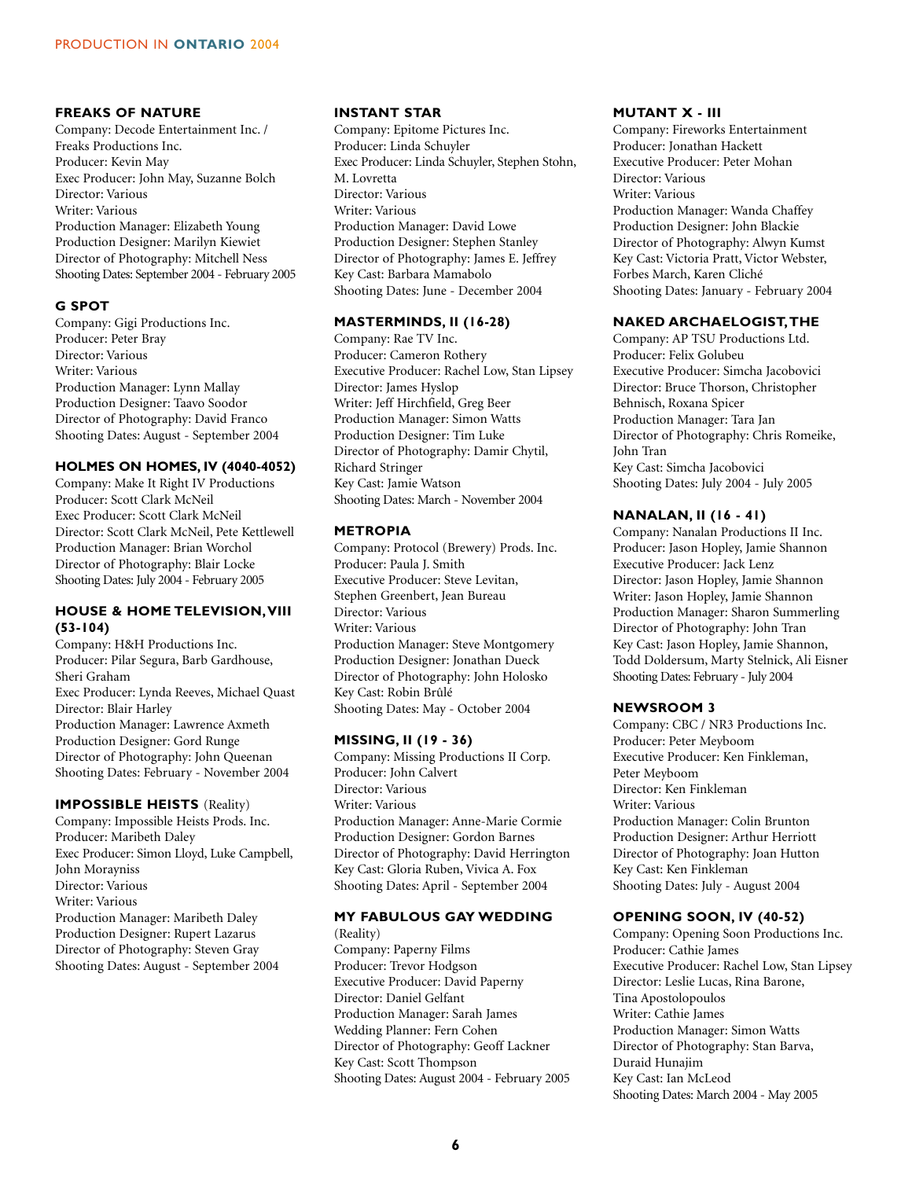### FREAKS OF NATURE

Company: Decode Entertainment Inc. / Freaks Productions Inc.
Producer: Kevin May
Exec Producer: John May, Suzanne Bolch
Director: Various
Writer: Various
Production Manager: Elizabeth Young
Production Designer: Marilyn Kiewiet
Director of Photography: Mitchell Ness
Shooting Dates: September 2004 - February 2005

### G SPOT

Company: Gigi Productions Inc.
Producer: Peter Bray
Director: Various
Writer: Various
Production Manager: Lynn Mallay
Production Designer: Taavo Soodor
Director of Photography: David Franco
Shooting Dates: August - September 2004

### HOLMES ON HOMES, IV (4040-4052)

Company: Make It Right IV Productions
Producer: Scott Clark McNeil
Exec Producer: Scott Clark McNeil
Director: Scott Clark McNeil, Pete Kettlewell
Production Manager: Brian Worchol
Director of Photography: Blair Locke
Shooting Dates: July 2004 - February 2005

### HOUSE & HOME TELEVISION, VIII (53-104)

Company: H&H Productions Inc.
Producer: Pilar Segura, Barb Gardhouse, Sheri Graham
Exec Producer: Lynda Reeves, Michael Quast
Director: Blair Harley
Production Manager: Lawrence Axmeth
Production Designer: Gord Runge
Director of Photography: John Queenan
Shooting Dates: February - November 2004

### IMPOSSIBLE HEISTS (Reality)

Company: Impossible Heists Prods. Inc.
Producer: Maribeth Daley
Exec Producer: Simon Lloyd, Luke Campbell, John Morayniss
Director: Various
Writer: Various
Production Manager: Maribeth Daley
Production Designer: Rupert Lazarus
Director of Photography: Steven Gray
Shooting Dates: August - September 2004

### INSTANT STAR

Company: Epitome Pictures Inc.
Producer: Linda Schuyler
Exec Producer: Linda Schuyler, Stephen Stohn, M. Lovretta
Director: Various
Writer: Various
Production Manager: David Lowe
Production Designer: Stephen Stanley
Director of Photography: James E. Jeffrey
Key Cast: Barbara Mamabolo
Shooting Dates: June - December 2004

### MASTERMINDS, II (16-28)

Company: Rae TV Inc.
Producer: Cameron Rothery
Executive Producer: Rachel Low, Stan Lipsey
Director: James Hyslop
Writer: Jeff Hirchfield, Greg Beer
Production Manager: Simon Watts
Production Designer: Tim Luke
Director of Photography: Damir Chytil, Richard Stringer
Key Cast: Jamie Watson
Shooting Dates: March - November 2004

### METROPIA

Company: Protocol (Brewery) Prods. Inc.
Producer: Paula J. Smith
Executive Producer: Steve Levitan, Stephen Greenbert, Jean Bureau
Director: Various
Writer: Various
Production Manager: Steve Montgomery
Production Designer: Jonathan Dueck
Director of Photography: John Holosko
Key Cast: Robin Brûlé
Shooting Dates: May - October 2004

### MISSING, II (19 - 36)

Company: Missing Productions II Corp.
Producer: John Calvert
Director: Various
Writer: Various
Production Manager: Anne-Marie Cormie
Production Designer: Gordon Barnes
Director of Photography: David Herrington
Key Cast: Gloria Ruben, Vivica A. Fox
Shooting Dates: April - September 2004

### MY FABULOUS GAY WEDDING (Reality)

Company: Paperny Films
Producer: Trevor Hodgson
Executive Producer: David Paperny
Director: Daniel Gelfant
Production Manager: Sarah James
Wedding Planner: Fern Cohen
Director of Photography: Geoff Lackner
Key Cast: Scott Thompson
Shooting Dates: August 2004 - February 2005

### MUTANT X - III

Company: Fireworks Entertainment
Producer: Jonathan Hackett
Executive Producer: Peter Mohan
Director: Various
Writer: Various
Production Manager: Wanda Chaffey
Production Designer: John Blackie
Director of Photography: Alwyn Kumst
Key Cast: Victoria Pratt, Victor Webster, Forbes March, Karen Cliché
Shooting Dates: January - February 2004

### NAKED ARCHAELOGIST, THE

Company: AP TSU Productions Ltd.
Producer: Felix Golubeu
Executive Producer: Simcha Jacobovici
Director: Bruce Thorson, Christopher Behnisch, Roxana Spicer
Production Manager: Tara Jan
Director of Photography: Chris Romeike, John Tran
Key Cast: Simcha Jacobovici
Shooting Dates: July 2004 - July 2005

### NANALAN, II (16 - 41)

Company: Nanalan Productions II Inc.
Producer: Jason Hopley, Jamie Shannon
Executive Producer: Jack Lenz
Director: Jason Hopley, Jamie Shannon
Writer: Jason Hopley, Jamie Shannon
Production Manager: Sharon Summerling
Director of Photography: John Tran
Key Cast: Jason Hopley, Jamie Shannon, Todd Doldersum, Marty Stelnick, Ali Eisner
Shooting Dates: February - July 2004

### NEWSROOM 3

Company: CBC / NR3 Productions Inc.
Producer: Peter Meyboom
Executive Producer: Ken Finkleman, Peter Meyboom
Director: Ken Finkleman
Writer: Various
Production Manager: Colin Brunton
Production Designer: Arthur Herriott
Director of Photography: Joan Hutton
Key Cast: Ken Finkleman
Shooting Dates: July - August 2004

### OPENING SOON, IV (40-52)

Company: Opening Soon Productions Inc.
Producer: Cathie James
Executive Producer: Rachel Low, Stan Lipsey
Director: Leslie Lucas, Rina Barone, Tina Apostolopoulos
Writer: Cathie James
Production Manager: Simon Watts
Director of Photography: Stan Barva, Duraid Hunajim
Key Cast: Ian McLeod
Shooting Dates: March 2004 - May 2005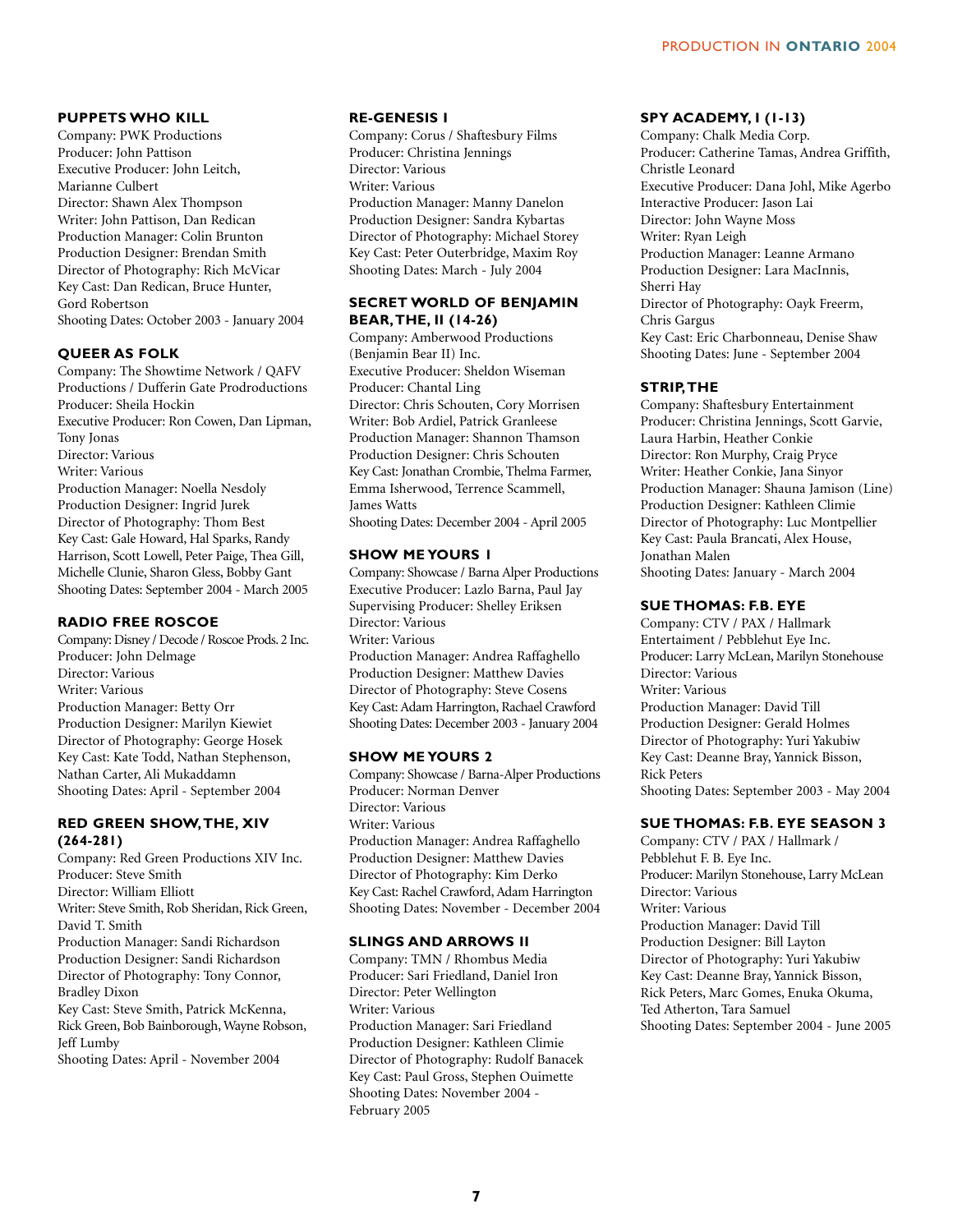### PUPPETS WHO KILL

Company: PWK Productions
Producer: John Pattison
Executive Producer: John Leitch, Marianne Culbert
Director: Shawn Alex Thompson
Writer: John Pattison, Dan Redican
Production Manager: Colin Brunton
Production Designer: Brendan Smith
Director of Photography: Rich McVicar
Key Cast: Dan Redican, Bruce Hunter, Gord Robertson
Shooting Dates: October 2003 - January 2004

### QUEER AS FOLK

Company: The Showtime Network / QAFV Productions / Dufferin Gate Prodroductions
Producer: Sheila Hockin
Executive Producer: Ron Cowen, Dan Lipman, Tony Jonas
Director: Various
Writer: Various
Production Manager: Noella Nesdoly
Production Designer: Ingrid Jurek
Director of Photography: Thom Best
Key Cast: Gale Howard, Hal Sparks, Randy Harrison, Scott Lowell, Peter Paige, Thea Gill, Michelle Clunie, Sharon Gless, Bobby Gant
Shooting Dates: September 2004 - March 2005

### RADIO FREE ROSCOE

Company: Disney / Decode / Roscoe Prods. 2 Inc.
Producer: John Delmage
Director: Various
Writer: Various
Production Manager: Betty Orr
Production Designer: Marilyn Kiewiet
Director of Photography: George Hosek
Key Cast: Kate Todd, Nathan Stephenson, Nathan Carter, Ali Mukaddamn
Shooting Dates: April - September 2004

### RED GREEN SHOW, THE, XIV (264-281)

Company: Red Green Productions XIV Inc.
Producer: Steve Smith
Director: William Elliott
Writer: Steve Smith, Rob Sheridan, Rick Green, David T. Smith
Production Manager: Sandi Richardson
Production Designer: Sandi Richardson
Director of Photography: Tony Connor, Bradley Dixon
Key Cast: Steve Smith, Patrick McKenna, Rick Green, Bob Bainborough, Wayne Robson, Jeff Lumby
Shooting Dates: April - November 2004

### RE-GENESIS I

Company: Corus / Shaftesbury Films
Producer: Christina Jennings
Director: Various
Writer: Various
Production Manager: Manny Danelon
Production Designer: Sandra Kybartas
Director of Photography: Michael Storey
Key Cast: Peter Outerbridge, Maxim Roy
Shooting Dates: March - July 2004

### SECRET WORLD OF BENJAMIN BEAR, THE, II (14-26)

Company: Amberwood Productions (Benjamin Bear II) Inc.
Executive Producer: Sheldon Wiseman
Producer: Chantal Ling
Director: Chris Schouten, Cory Morrisen
Writer: Bob Ardiel, Patrick Granleese
Production Manager: Shannon Thamson
Production Designer: Chris Schouten
Key Cast: Jonathan Crombie, Thelma Farmer, Emma Isherwood, Terrence Scammell, James Watts
Shooting Dates: December 2004 - April 2005

### SHOW ME YOURS I

Company: Showcase / Barna Alper Productions
Executive Producer: Lazlo Barna, Paul Jay
Supervising Producer: Shelley Eriksen
Director: Various
Writer: Various
Production Manager: Andrea Raffaghello
Production Designer: Matthew Davies
Director of Photography: Steve Cosens
Key Cast: Adam Harrington, Rachael Crawford
Shooting Dates: December 2003 - January 2004

### SHOW ME YOURS 2

Company: Showcase / Barna-Alper Productions
Producer: Norman Denver
Director: Various
Writer: Various
Production Manager: Andrea Raffaghello
Production Designer: Matthew Davies
Director of Photography: Kim Derko
Key Cast: Rachel Crawford, Adam Harrington
Shooting Dates: November - December 2004

### SLINGS AND ARROWS II

Company: TMN / Rhombus Media
Producer: Sari Friedland, Daniel Iron
Director: Peter Wellington
Writer: Various
Production Manager: Sari Friedland
Production Designer: Kathleen Climie
Director of Photography: Rudolf Banacek
Key Cast: Paul Gross, Stephen Ouimette
Shooting Dates: November 2004 - February 2005

### SPY ACADEMY, I (1-13)

Company: Chalk Media Corp.
Producer: Catherine Tamas, Andrea Griffith, Christle Leonard
Executive Producer: Dana Johl, Mike Agerbo
Interactive Producer: Jason Lai
Director: John Wayne Moss
Writer: Ryan Leigh
Production Manager: Leanne Armano
Production Designer: Lara MacInnis, Sherri Hay
Director of Photography: Oayk Freerm, Chris Gargus
Key Cast: Eric Charbonneau, Denise Shaw
Shooting Dates: June - September 2004

### STRIP, THE

Company: Shaftesbury Entertainment
Producer: Christina Jennings, Scott Garvie, Laura Harbin, Heather Conkie
Director: Ron Murphy, Craig Pryce
Writer: Heather Conkie, Jana Sinyor
Production Manager: Shauna Jamison (Line)
Production Designer: Kathleen Climie
Director of Photography: Luc Montpellier
Key Cast: Paula Brancati, Alex House, Jonathan Malen
Shooting Dates: January - March 2004

### SUE THOMAS: F.B. EYE

Company: CTV / PAX / Hallmark Entertaiment / Pebblehut Eye Inc.
Producer: Larry McLean, Marilyn Stonehouse
Director: Various
Writer: Various
Production Manager: David Till
Production Designer: Gerald Holmes
Director of Photography: Yuri Yakubiw
Key Cast: Deanne Bray, Yannick Bisson, Rick Peters
Shooting Dates: September 2003 - May 2004

### SUE THOMAS: F.B. EYE SEASON 3

Company: CTV / PAX / Hallmark / Pebblehut F. B. Eye Inc.
Producer: Marilyn Stonehouse, Larry McLean
Director: Various
Writer: Various
Production Manager: David Till
Production Designer: Bill Layton
Director of Photography: Yuri Yakubiw
Key Cast: Deanne Bray, Yannick Bisson, Rick Peters, Marc Gomes, Enuka Okuma, Ted Atherton, Tara Samuel
Shooting Dates: September 2004 - June 2005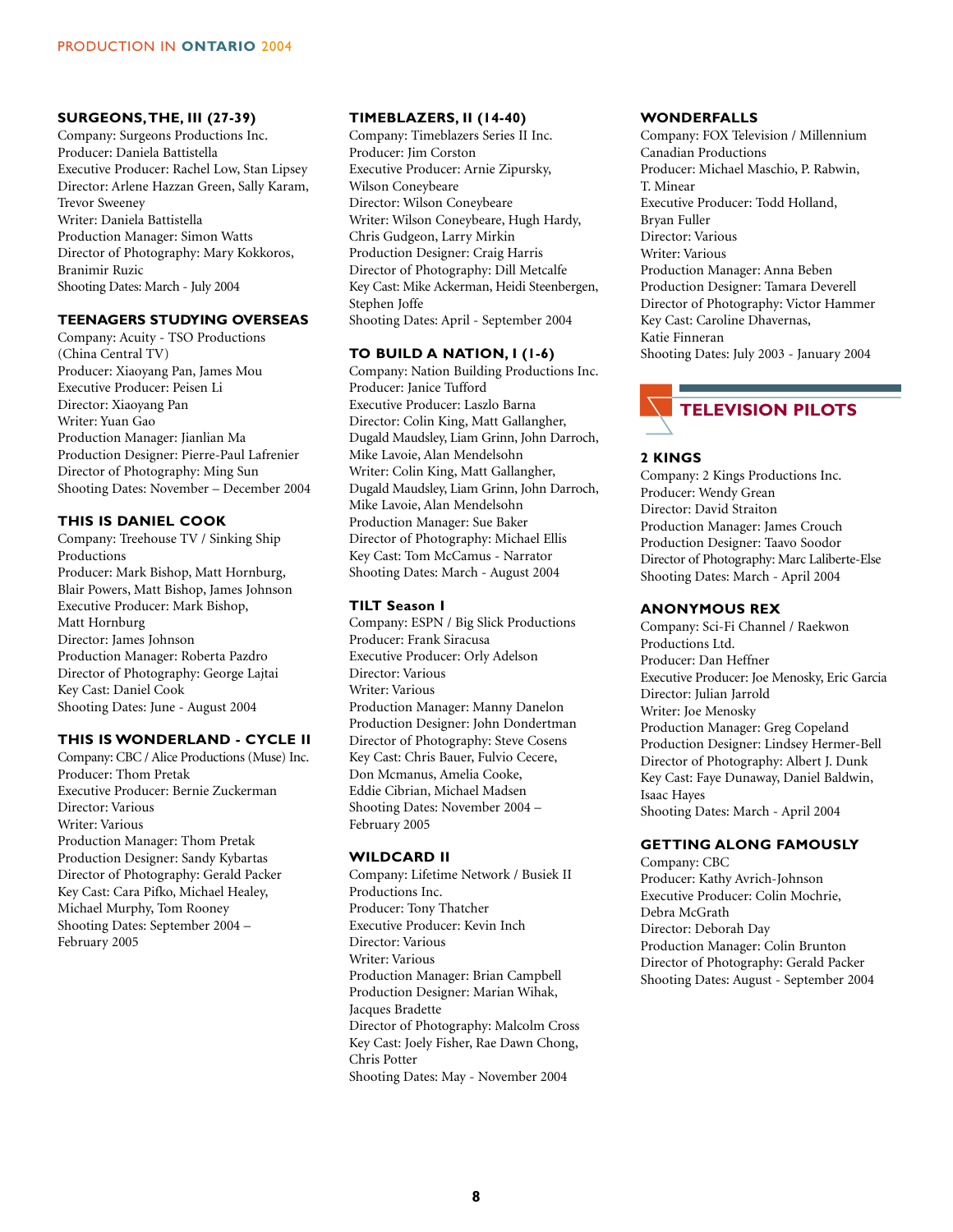#### SURGEONS, THE, III (27-39)
Company: Surgeons Productions Inc.
Producer: Daniela Battistella
Executive Producer: Rachel Low, Stan Lipsey
Director: Arlene Hazzan Green, Sally Karam, Trevor Sweeney
Writer: Daniela Battistella
Production Manager: Simon Watts
Director of Photography: Mary Kokkoros, Branimir Ruzic
Shooting Dates: March - July 2004

#### TEENAGERS STUDYING OVERSEAS
Company: Acuity - TSO Productions (China Central TV)
Producer: Xiaoyang Pan, James Mou
Executive Producer: Peisen Li
Director: Xiaoyang Pan
Writer: Yuan Gao
Production Manager: Jianlian Ma
Production Designer: Pierre-Paul Lafrenier
Director of Photography: Ming Sun
Shooting Dates: November – December 2004

#### THIS IS DANIEL COOK
Company: Treehouse TV / Sinking Ship Productions
Producer: Mark Bishop, Matt Hornburg, Blair Powers, Matt Bishop, James Johnson
Executive Producer: Mark Bishop, Matt Hornburg
Director: James Johnson
Production Manager: Roberta Pazdro
Director of Photography: George Lajtai
Key Cast: Daniel Cook
Shooting Dates: June - August 2004

#### THIS IS WONDERLAND - CYCLE II
Company: CBC / Alice Productions (Muse) Inc.
Producer: Thom Pretak
Executive Producer: Bernie Zuckerman
Director: Various
Writer: Various
Production Manager: Thom Pretak
Production Designer: Sandy Kybartas
Director of Photography: Gerald Packer
Key Cast: Cara Pifko, Michael Healey, Michael Murphy, Tom Rooney
Shooting Dates: September 2004 – February 2005

#### TIMEBLAZERS, II (14-40)
Company: Timeblazers Series II Inc.
Producer: Jim Corston
Executive Producer: Arnie Zipursky, Wilson Coneybeare
Director: Wilson Coneybeare
Writer: Wilson Coneybeare, Hugh Hardy, Chris Gudgeon, Larry Mirkin
Production Designer: Craig Harris
Director of Photography: Dill Metcalfe
Key Cast: Mike Ackerman, Heidi Steenbergen, Stephen Joffe
Shooting Dates: April - September 2004

#### TO BUILD A NATION, I (1-6)
Company: Nation Building Productions Inc.
Producer: Janice Tufford
Executive Producer: Laszlo Barna
Director: Colin King, Matt Gallangher, Dugald Maudsley, Liam Grinn, John Darroch, Mike Lavoie, Alan Mendelsohn
Writer: Colin King, Matt Gallangher, Dugald Maudsley, Liam Grinn, John Darroch, Mike Lavoie, Alan Mendelsohn
Production Manager: Sue Baker
Director of Photography: Michael Ellis
Key Cast: Tom McCamus - Narrator
Shooting Dates: March - August 2004

#### TILT Season I
Company: ESPN / Big Slick Productions
Producer: Frank Siracusa
Executive Producer: Orly Adelson
Director: Various
Writer: Various
Production Manager: Manny Danelon
Production Designer: John Dondertman
Director of Photography: Steve Cosens
Key Cast: Chris Bauer, Fulvio Cecere, Don Mcmanus, Amelia Cooke, Eddie Cibrian, Michael Madsen
Shooting Dates: November 2004 – February 2005

#### WILDCARD II
Company: Lifetime Network / Busiek II Productions Inc.
Producer: Tony Thatcher
Executive Producer: Kevin Inch
Director: Various
Writer: Various
Production Manager: Brian Campbell
Production Designer: Marian Wihak, Jacques Bradette
Director of Photography: Malcolm Cross
Key Cast: Joely Fisher, Rae Dawn Chong, Chris Potter
Shooting Dates: May - November 2004

#### WONDERFALLS
Company: FOX Television / Millennium Canadian Productions
Producer: Michael Maschio, P. Rabwin, T. Minear
Executive Producer: Todd Holland, Bryan Fuller
Director: Various
Writer: Various
Production Manager: Anna Beben
Production Designer: Tamara Deverell
Director of Photography: Victor Hammer
Key Cast: Caroline Dhavernas, Katie Finneran
Shooting Dates: July 2003 - January 2004

## TELEVISION PILOTS

#### 2 KINGS
Company: 2 Kings Productions Inc.
Producer: Wendy Grean
Director: David Straiton
Production Manager: James Crouch
Production Designer: Taavo Soodor
Director of Photography: Marc Laliberte-Else
Shooting Dates: March - April 2004

#### ANONYMOUS REX
Company: Sci-Fi Channel / Raekwon Productions Ltd.
Producer: Dan Heffner
Executive Producer: Joe Menosky, Eric Garcia
Director: Julian Jarrold
Writer: Joe Menosky
Production Manager: Greg Copeland
Production Designer: Lindsey Hermer-Bell
Director of Photography: Albert J. Dunk
Key Cast: Faye Dunaway, Daniel Baldwin, Isaac Hayes
Shooting Dates: March - April 2004

#### GETTING ALONG FAMOUSLY
Company: CBC
Producer: Kathy Avrich-Johnson
Executive Producer: Colin Mochrie, Debra McGrath
Director: Deborah Day
Production Manager: Colin Brunton
Director of Photography: Gerald Packer
Shooting Dates: August - September 2004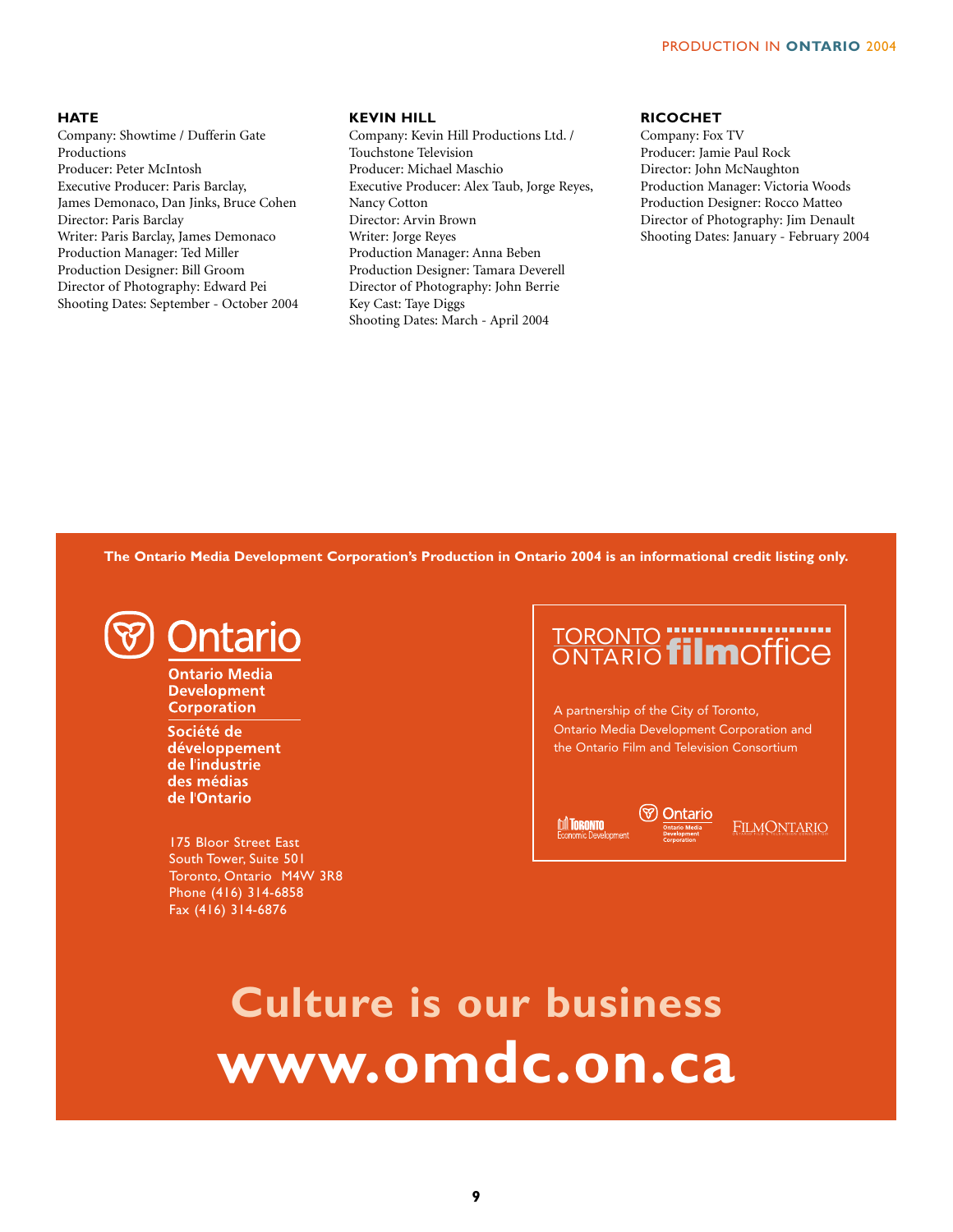### HATE

Company: Showtime / Dufferin Gate Productions
Producer: Peter McIntosh
Executive Producer: Paris Barclay, James Demonaco, Dan Jinks, Bruce Cohen
Director: Paris Barclay
Writer: Paris Barclay, James Demonaco
Production Manager: Ted Miller
Production Designer: Bill Groom
Director of Photography: Edward Pei
Shooting Dates: September - October 2004

### KEVIN HILL

Company: Kevin Hill Productions Ltd. / Touchstone Television
Producer: Michael Maschio
Executive Producer: Alex Taub, Jorge Reyes, Nancy Cotton
Director: Arvin Brown
Writer: Jorge Reyes
Production Manager: Anna Beben
Production Designer: Tamara Deverell
Director of Photography: John Berrie
Key Cast: Taye Diggs
Shooting Dates: March - April 2004

### RICOCHET

Company: Fox TV
Producer: Jamie Paul Rock
Director: John McNaughton
Production Manager: Victoria Woods
Production Designer: Rocco Matteo
Director of Photography: Jim Denault
Shooting Dates: January - February 2004

**The Ontario Media Development Corporation's Production in Ontario 2004 is an informational credit listing only.**

Ontario

**Ontario Media Development Corporation**

**Société de développement de l'industrie des médias de l'Ontario**

175 Bloor Street East
South Tower, Suite 501
Toronto, Ontario M4W 3R8
Phone (416) 314-6858
Fax (416) 314-6876

TORONTO ONTARIO filmoffice

A partnership of the City of Toronto, Ontario Media Development Corporation and the Ontario Film and Television Consortium

Toronto Economic Development · Ontario Media Development Corporation · FilmOntario

## Culture is our business

## www.omdc.on.ca